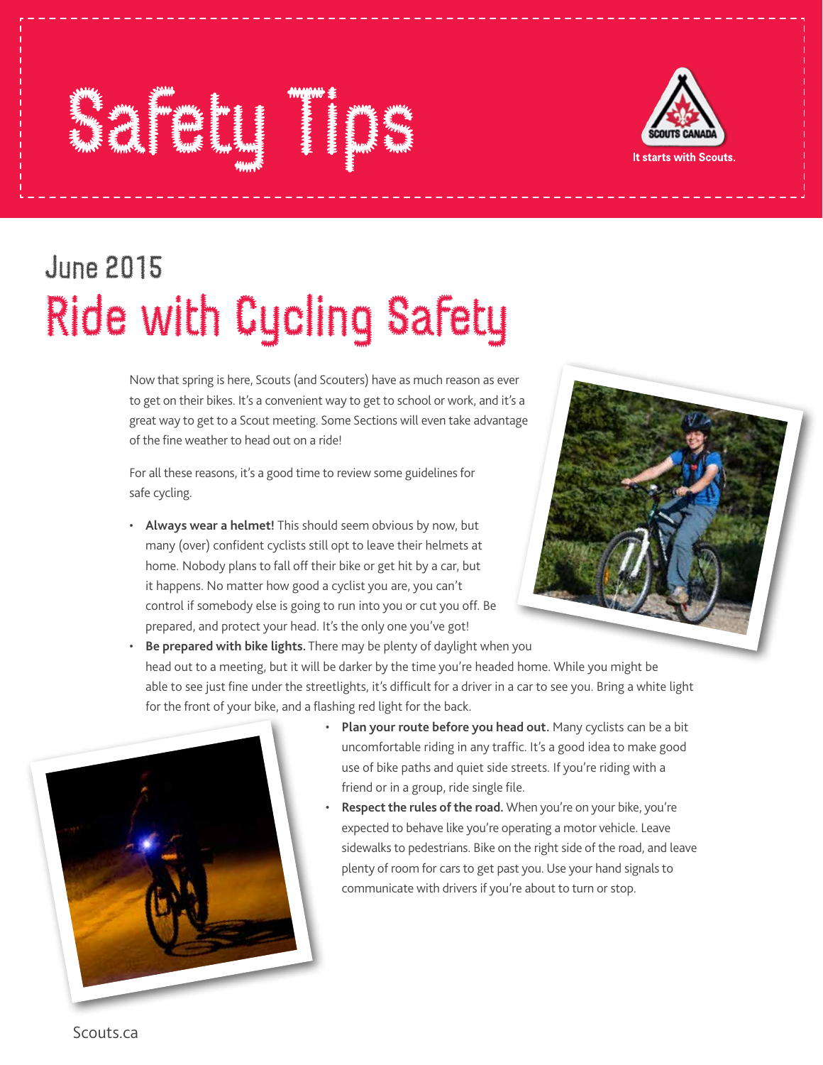# Safety Tips

SCOUTS CANADA

It starts with Scouts.

## June 2015

# Ride with Cycling Safety

Now that spring is here, Scouts (and Scouters) have as much reason as ever to get on their bikes. It's a convenient way to get to school or work, and it's a great way to get to a Scout meeting. Some Sections will even take advantage of the fine weather to head out on a ride!

For all these reasons, it's a good time to review some guidelines for safe cycling.

- **Always wear a helmet!** This should seem obvious by now, but many (over) confident cyclists still opt to leave their helmets at home. Nobody plans to fall off their bike or get hit by a car, but it happens. No matter how good a cyclist you are, you can't control if somebody else is going to run into you or cut you off. Be prepared, and protect your head. It's the only one you've got!
- **Be prepared with bike lights.** There may be plenty of daylight when you head out to a meeting, but it will be darker by the time you're headed home. While you might be able to see just fine under the streetlights, it's difficult for a driver in a car to see you. Bring a white light for the front of your bike, and a flashing red light for the back.
- **Plan your route before you head out.** Many cyclists can be a bit uncomfortable riding in any traffic. It's a good idea to make good use of bike paths and quiet side streets. If you're riding with a friend or in a group, ride single file.
- **Respect the rules of the road.** When you're on your bike, you're expected to behave like you're operating a motor vehicle. Leave sidewalks to pedestrians. Bike on the right side of the road, and leave plenty of room for cars to get past you. Use your hand signals to communicate with drivers if you're about to turn or stop.

Scouts.ca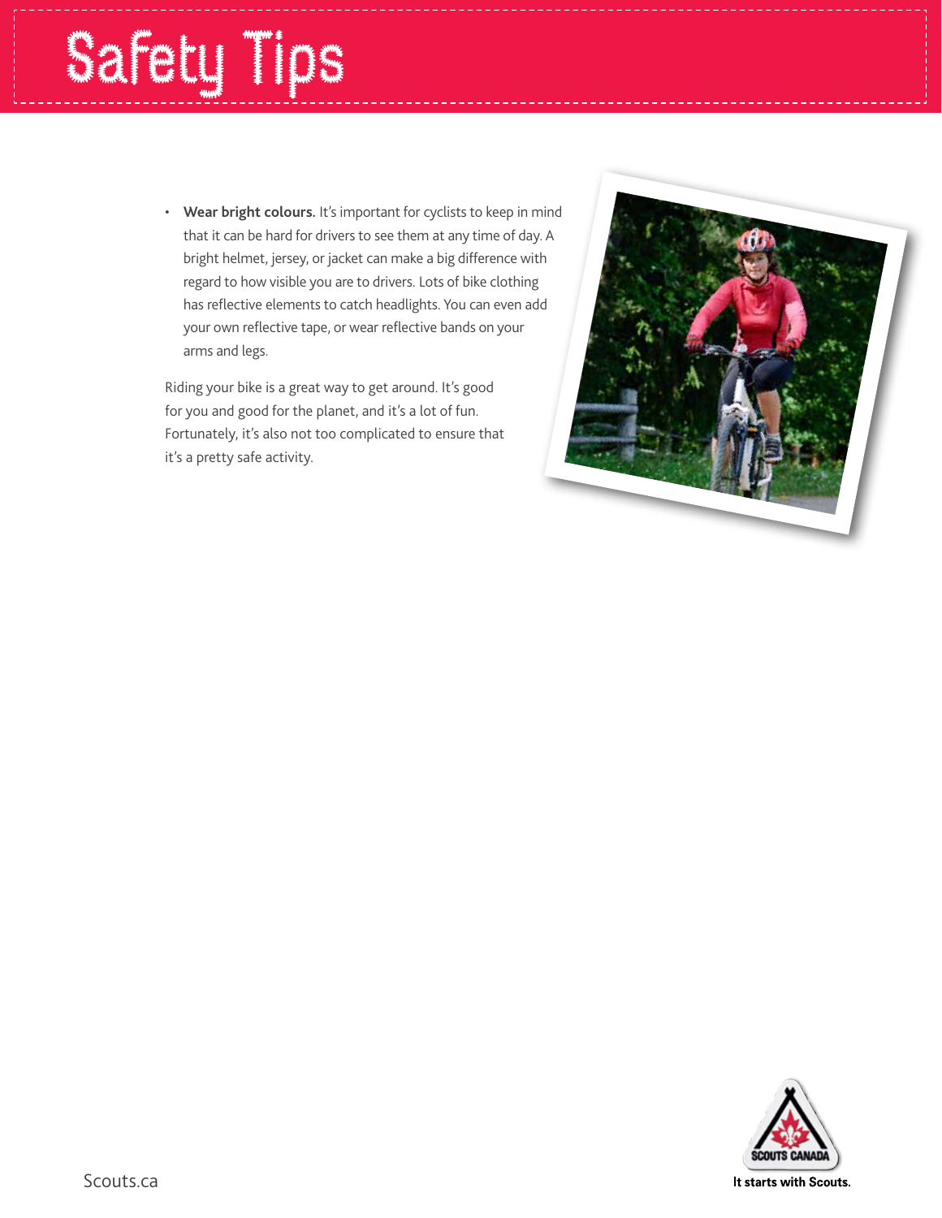# Safety Tips

- **Wear bright colours.** It's important for cyclists to keep in mind that it can be hard for drivers to see them at any time of day. A bright helmet, jersey, or jacket can make a big difference with regard to how visible you are to drivers. Lots of bike clothing has reflective elements to catch headlights. You can even add your own reflective tape, or wear reflective bands on your arms and legs.

Riding your bike is a great way to get around. It's good for you and good for the planet, and it's a lot of fun. Fortunately, it's also not too complicated to ensure that it's a pretty safe activity.